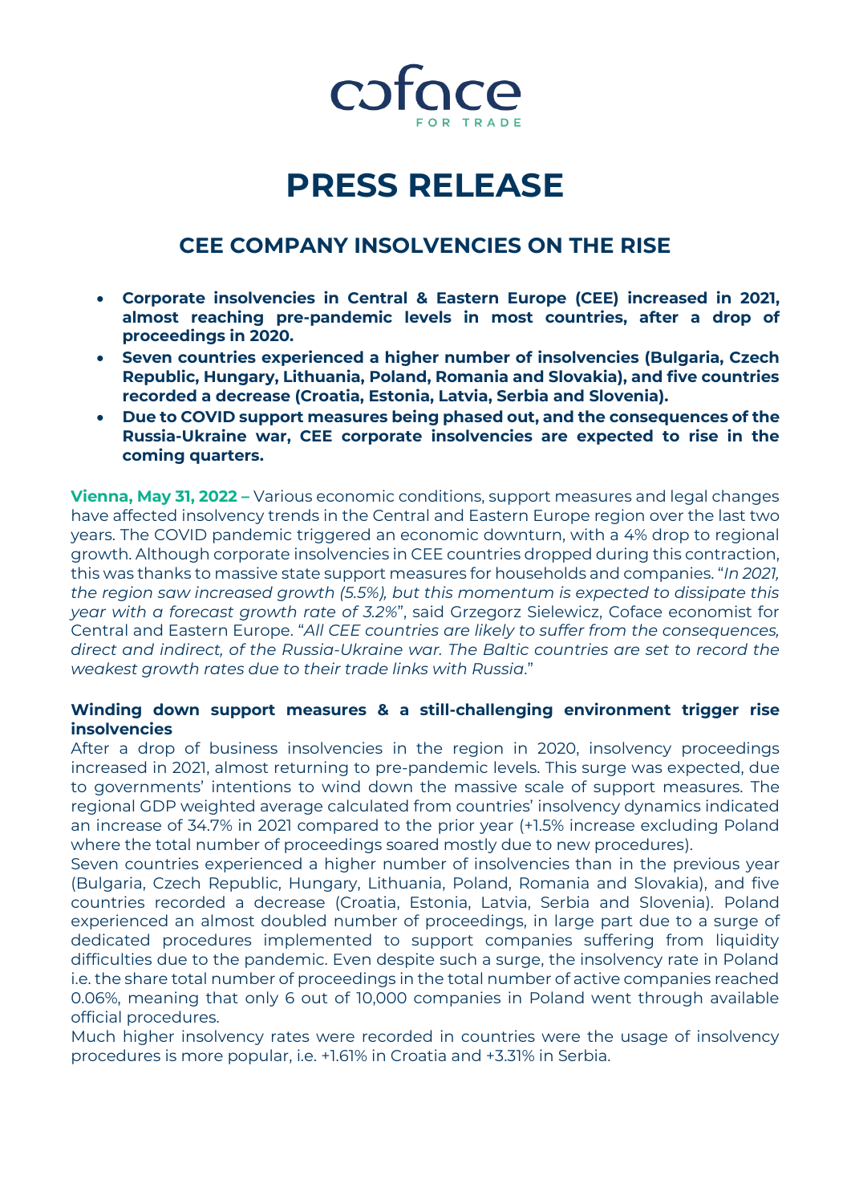coface

FOR TRADE

# PRESS RELEASE

## CEE COMPANY INSOLVENCIES ON THE RISE

- **Corporate insolvencies in Central & Eastern Europe (CEE) increased in 2021, almost reaching pre-pandemic levels in most countries, after a drop of proceedings in 2020.**
- **Seven countries experienced a higher number of insolvencies (Bulgaria, Czech Republic, Hungary, Lithuania, Poland, Romania and Slovakia), and five countries recorded a decrease (Croatia, Estonia, Latvia, Serbia and Slovenia).**
- **Due to COVID support measures being phased out, and the consequences of the Russia-Ukraine war, CEE corporate insolvencies are expected to rise in the coming quarters.**

**Vienna, May 31, 2022 –** Various economic conditions, support measures and legal changes have affected insolvency trends in the Central and Eastern Europe region over the last two years. The COVID pandemic triggered an economic downturn, with a 4% drop to regional growth. Although corporate insolvencies in CEE countries dropped during this contraction, this was thanks to massive state support measures for households and companies. "*In 2021, the region saw increased growth (5.5%), but this momentum is expected to dissipate this year with a forecast growth rate of 3.2%*", said Grzegorz Sielewicz, Coface economist for Central and Eastern Europe. "*All CEE countries are likely to suffer from the consequences, direct and indirect, of the Russia-Ukraine war. The Baltic countries are set to record the weakest growth rates due to their trade links with Russia*."

### Winding down support measures & a still-challenging environment trigger rise insolvencies

After a drop of business insolvencies in the region in 2020, insolvency proceedings increased in 2021, almost returning to pre-pandemic levels. This surge was expected, due to governments' intentions to wind down the massive scale of support measures. The regional GDP weighted average calculated from countries' insolvency dynamics indicated an increase of 34.7% in 2021 compared to the prior year (+1.5% increase excluding Poland where the total number of proceedings soared mostly due to new procedures).

Seven countries experienced a higher number of insolvencies than in the previous year (Bulgaria, Czech Republic, Hungary, Lithuania, Poland, Romania and Slovakia), and five countries recorded a decrease (Croatia, Estonia, Latvia, Serbia and Slovenia). Poland experienced an almost doubled number of proceedings, in large part due to a surge of dedicated procedures implemented to support companies suffering from liquidity difficulties due to the pandemic. Even despite such a surge, the insolvency rate in Poland i.e. the share total number of proceedings in the total number of active companies reached 0.06%, meaning that only 6 out of 10,000 companies in Poland went through available official procedures.

Much higher insolvency rates were recorded in countries were the usage of insolvency procedures is more popular, i.e. +1.61% in Croatia and +3.31% in Serbia.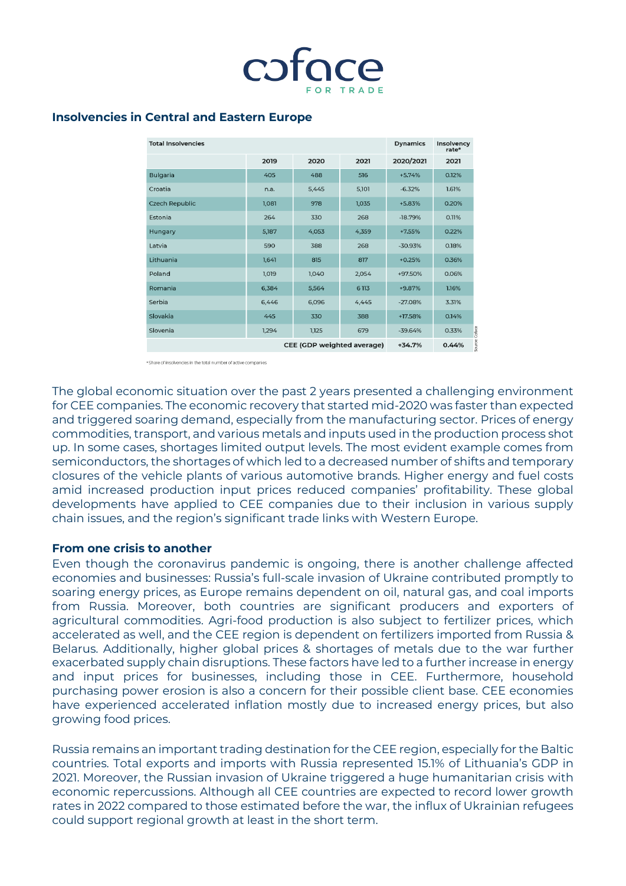## Insolvencies in Central and Eastern Europe

| Total Insolvencies | | | | Dynamics | Insolvency rate* |
|---|---|---|---|---|---|
| | 2019 | 2020 | 2021 | 2020/2021 | 2021 |
| Bulgaria | 405 | 488 | 516 | +5.74% | 0.12% |
| Croatia | n.a. | 5,445 | 5,101 | -6.32% | 1.61% |
| Czech Republic | 1,081 | 978 | 1,035 | +5.83% | 0.20% |
| Estonia | 264 | 330 | 268 | -18.79% | 0.11% |
| Hungary | 5,187 | 4,053 | 4,359 | +7.55% | 0.22% |
| Latvia | 590 | 388 | 268 | -30.93% | 0.18% |
| Lithuania | 1,641 | 815 | 817 | +0.25% | 0.36% |
| Poland | 1,019 | 1,040 | 2,054 | +97.50% | 0.06% |
| Romania | 6,384 | 5,564 | 6 113 | +9.87% | 1.16% |
| Serbia | 6,446 | 6,096 | 4,445 | -27.08% | 3.31% |
| Slovakia | 445 | 330 | 388 | +17.58% | 0.14% |
| Slovenia | 1,294 | 1,125 | 679 | -39.64% | 0.33% |
| | | | CEE (GDP weighted average) | **+34.7%** | **0.44%** |

Source: Coface

*Share of insolvencies in the total number of active companies

The global economic situation over the past 2 years presented a challenging environment for CEE companies. The economic recovery that started mid-2020 was faster than expected and triggered soaring demand, especially from the manufacturing sector. Prices of energy commodities, transport, and various metals and inputs used in the production process shot up. In some cases, shortages limited output levels. The most evident example comes from semiconductors, the shortages of which led to a decreased number of shifts and temporary closures of the vehicle plants of various automotive brands. Higher energy and fuel costs amid increased production input prices reduced companies' profitability. These global developments have applied to CEE companies due to their inclusion in various supply chain issues, and the region's significant trade links with Western Europe.

### From one crisis to another

Even though the coronavirus pandemic is ongoing, there is another challenge affected economies and businesses: Russia's full-scale invasion of Ukraine contributed promptly to soaring energy prices, as Europe remains dependent on oil, natural gas, and coal imports from Russia. Moreover, both countries are significant producers and exporters of agricultural commodities. Agri-food production is also subject to fertilizer prices, which accelerated as well, and the CEE region is dependent on fertilizers imported from Russia & Belarus. Additionally, higher global prices & shortages of metals due to the war further exacerbated supply chain disruptions. These factors have led to a further increase in energy and input prices for businesses, including those in CEE. Furthermore, household purchasing power erosion is also a concern for their possible client base. CEE economies have experienced accelerated inflation mostly due to increased energy prices, but also growing food prices.

Russia remains an important trading destination for the CEE region, especially for the Baltic countries. Total exports and imports with Russia represented 15.1% of Lithuania's GDP in 2021. Moreover, the Russian invasion of Ukraine triggered a huge humanitarian crisis with economic repercussions. Although all CEE countries are expected to record lower growth rates in 2022 compared to those estimated before the war, the influx of Ukrainian refugees could support regional growth at least in the short term.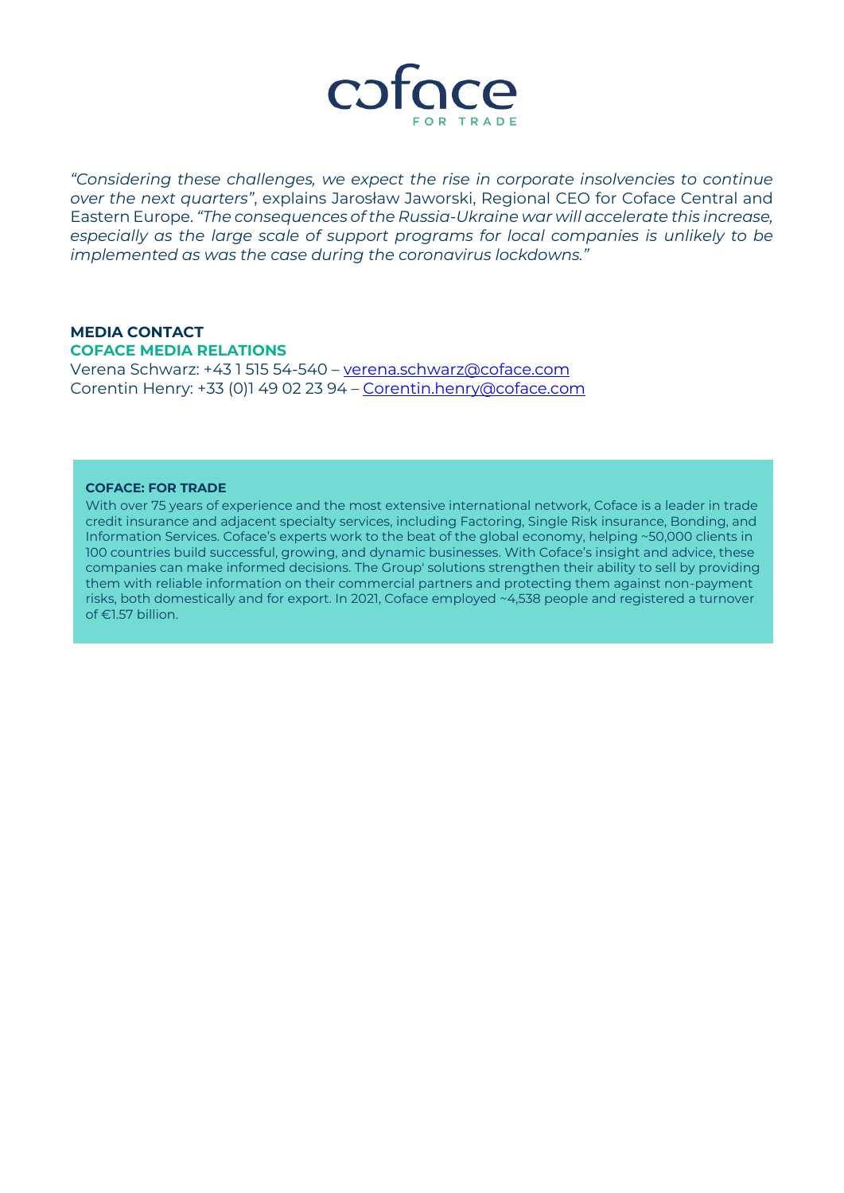*"Considering these challenges, we expect the rise in corporate insolvencies to continue over the next quarters"*, explains Jarosław Jaworski, Regional CEO for Coface Central and Eastern Europe. *"The consequences of the Russia-Ukraine war will accelerate this increase, especially as the large scale of support programs for local companies is unlikely to be implemented as was the case during the coronavirus lockdowns."*

**MEDIA CONTACT**
**COFACE MEDIA RELATIONS**
Verena Schwarz: +43 1 515 54-540 – verena.schwarz@coface.com
Corentin Henry: +33 (0)1 49 02 23 94 – Corentin.henry@coface.com

**COFACE: FOR TRADE**

With over 75 years of experience and the most extensive international network, Coface is a leader in trade credit insurance and adjacent specialty services, including Factoring, Single Risk insurance, Bonding, and Information Services. Coface's experts work to the beat of the global economy, helping ~50,000 clients in 100 countries build successful, growing, and dynamic businesses. With Coface's insight and advice, these companies can make informed decisions. The Group' solutions strengthen their ability to sell by providing them with reliable information on their commercial partners and protecting them against non-payment risks, both domestically and for export. In 2021, Coface employed ~4,538 people and registered a turnover of €1.57 billion.